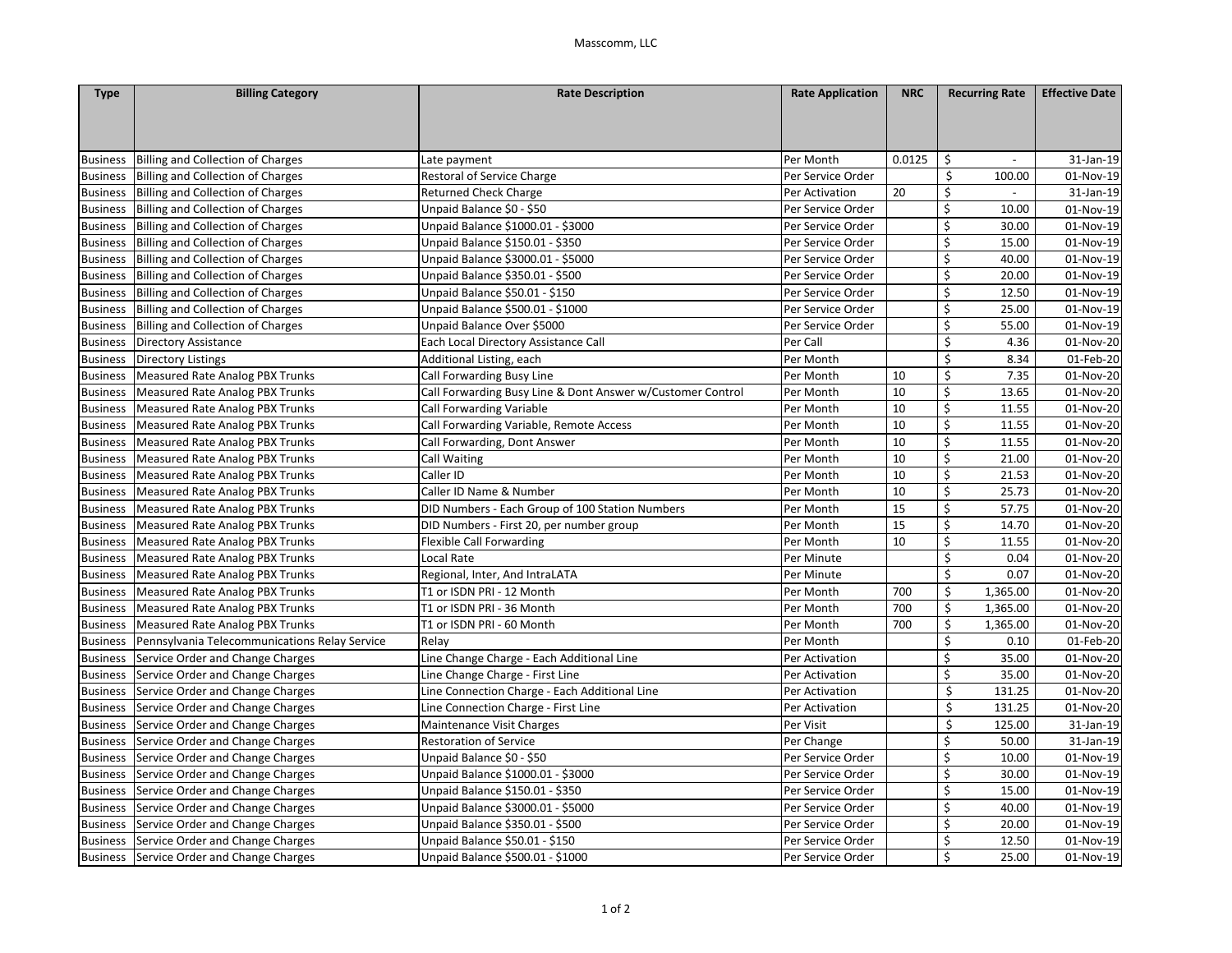Masscomm, LLC

| Type | Billing Category | Rate Description | Rate Application | NRC | Recurring Rate | Effective Date |
|---|---|---|---|---|---|---|
| Business | Billing and Collection of Charges | Late payment | Per Month | 0.0125 | $ - | 31-Jan-19 |
| Business | Billing and Collection of Charges | Restoral of Service Charge | Per Service Order | | $ 100.00 | 01-Nov-19 |
| Business | Billing and Collection of Charges | Returned Check Charge | Per Activation | 20 | $ - | 31-Jan-19 |
| Business | Billing and Collection of Charges | Unpaid Balance $0 - $50 | Per Service Order | | $ 10.00 | 01-Nov-19 |
| Business | Billing and Collection of Charges | Unpaid Balance $1000.01 - $3000 | Per Service Order | | $ 30.00 | 01-Nov-19 |
| Business | Billing and Collection of Charges | Unpaid Balance $150.01 - $350 | Per Service Order | | $ 15.00 | 01-Nov-19 |
| Business | Billing and Collection of Charges | Unpaid Balance $3000.01 - $5000 | Per Service Order | | $ 40.00 | 01-Nov-19 |
| Business | Billing and Collection of Charges | Unpaid Balance $350.01 - $500 | Per Service Order | | $ 20.00 | 01-Nov-19 |
| Business | Billing and Collection of Charges | Unpaid Balance $50.01 - $150 | Per Service Order | | $ 12.50 | 01-Nov-19 |
| Business | Billing and Collection of Charges | Unpaid Balance $500.01 - $1000 | Per Service Order | | $ 25.00 | 01-Nov-19 |
| Business | Billing and Collection of Charges | Unpaid Balance Over $5000 | Per Service Order | | $ 55.00 | 01-Nov-19 |
| Business | Directory Assistance | Each Local Directory Assistance Call | Per Call | | $ 4.36 | 01-Nov-20 |
| Business | Directory Listings | Additional Listing, each | Per Month | | $ 8.34 | 01-Feb-20 |
| Business | Measured Rate Analog PBX Trunks | Call Forwarding Busy Line | Per Month | 10 | $ 7.35 | 01-Nov-20 |
| Business | Measured Rate Analog PBX Trunks | Call Forwarding Busy Line & Dont Answer w/Customer Control | Per Month | 10 | $ 13.65 | 01-Nov-20 |
| Business | Measured Rate Analog PBX Trunks | Call Forwarding Variable | Per Month | 10 | $ 11.55 | 01-Nov-20 |
| Business | Measured Rate Analog PBX Trunks | Call Forwarding Variable, Remote Access | Per Month | 10 | $ 11.55 | 01-Nov-20 |
| Business | Measured Rate Analog PBX Trunks | Call Forwarding, Dont Answer | Per Month | 10 | $ 11.55 | 01-Nov-20 |
| Business | Measured Rate Analog PBX Trunks | Call Waiting | Per Month | 10 | $ 21.00 | 01-Nov-20 |
| Business | Measured Rate Analog PBX Trunks | Caller ID | Per Month | 10 | $ 21.53 | 01-Nov-20 |
| Business | Measured Rate Analog PBX Trunks | Caller ID Name & Number | Per Month | 10 | $ 25.73 | 01-Nov-20 |
| Business | Measured Rate Analog PBX Trunks | DID Numbers - Each Group of 100 Station Numbers | Per Month | 15 | $ 57.75 | 01-Nov-20 |
| Business | Measured Rate Analog PBX Trunks | DID Numbers - First 20, per number group | Per Month | 15 | $ 14.70 | 01-Nov-20 |
| Business | Measured Rate Analog PBX Trunks | Flexible Call Forwarding | Per Month | 10 | $ 11.55 | 01-Nov-20 |
| Business | Measured Rate Analog PBX Trunks | Local Rate | Per Minute | | $ 0.04 | 01-Nov-20 |
| Business | Measured Rate Analog PBX Trunks | Regional, Inter, And IntraLATA | Per Minute | | $ 0.07 | 01-Nov-20 |
| Business | Measured Rate Analog PBX Trunks | T1 or ISDN PRI - 12 Month | Per Month | 700 | $ 1,365.00 | 01-Nov-20 |
| Business | Measured Rate Analog PBX Trunks | T1 or ISDN PRI - 36 Month | Per Month | 700 | $ 1,365.00 | 01-Nov-20 |
| Business | Measured Rate Analog PBX Trunks | T1 or ISDN PRI - 60 Month | Per Month | 700 | $ 1,365.00 | 01-Nov-20 |
| Business | Pennsylvania Telecommunications Relay Service | Relay | Per Month | | $ 0.10 | 01-Feb-20 |
| Business | Service Order and Change Charges | Line Change Charge - Each Additional Line | Per Activation | | $ 35.00 | 01-Nov-20 |
| Business | Service Order and Change Charges | Line Change Charge - First Line | Per Activation | | $ 35.00 | 01-Nov-20 |
| Business | Service Order and Change Charges | Line Connection Charge - Each Additional Line | Per Activation | | $ 131.25 | 01-Nov-20 |
| Business | Service Order and Change Charges | Line Connection Charge - First Line | Per Activation | | $ 131.25 | 01-Nov-20 |
| Business | Service Order and Change Charges | Maintenance Visit Charges | Per Visit | | $ 125.00 | 31-Jan-19 |
| Business | Service Order and Change Charges | Restoration of Service | Per Change | | $ 50.00 | 31-Jan-19 |
| Business | Service Order and Change Charges | Unpaid Balance $0 - $50 | Per Service Order | | $ 10.00 | 01-Nov-19 |
| Business | Service Order and Change Charges | Unpaid Balance $1000.01 - $3000 | Per Service Order | | $ 30.00 | 01-Nov-19 |
| Business | Service Order and Change Charges | Unpaid Balance $150.01 - $350 | Per Service Order | | $ 15.00 | 01-Nov-19 |
| Business | Service Order and Change Charges | Unpaid Balance $3000.01 - $5000 | Per Service Order | | $ 40.00 | 01-Nov-19 |
| Business | Service Order and Change Charges | Unpaid Balance $350.01 - $500 | Per Service Order | | $ 20.00 | 01-Nov-19 |
| Business | Service Order and Change Charges | Unpaid Balance $50.01 - $150 | Per Service Order | | $ 12.50 | 01-Nov-19 |
| Business | Service Order and Change Charges | Unpaid Balance $500.01 - $1000 | Per Service Order | | $ 25.00 | 01-Nov-19 |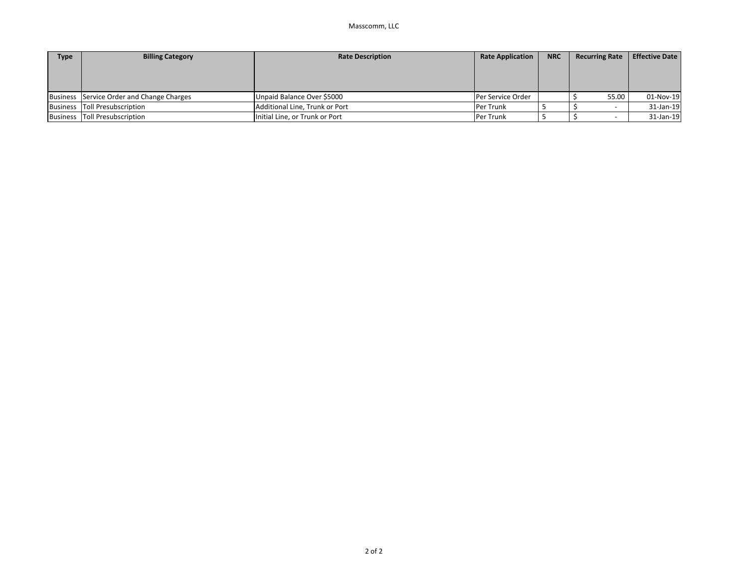| Type | Billing Category | Rate Description | Rate Application | NRC | Recurring Rate | Effective Date |
|---|---|---|---|---|---|---|
| Business | Service Order and Change Charges | Unpaid Balance Over $5000 | Per Service Order | | $ 55.00 | 01-Nov-19 |
| Business | Toll Presubscription | Additional Line, Trunk or Port | Per Trunk | 5 | $ - | 31-Jan-19 |
| Business | Toll Presubscription | Initial Line, or Trunk or Port | Per Trunk | 5 | $ - | 31-Jan-19 |